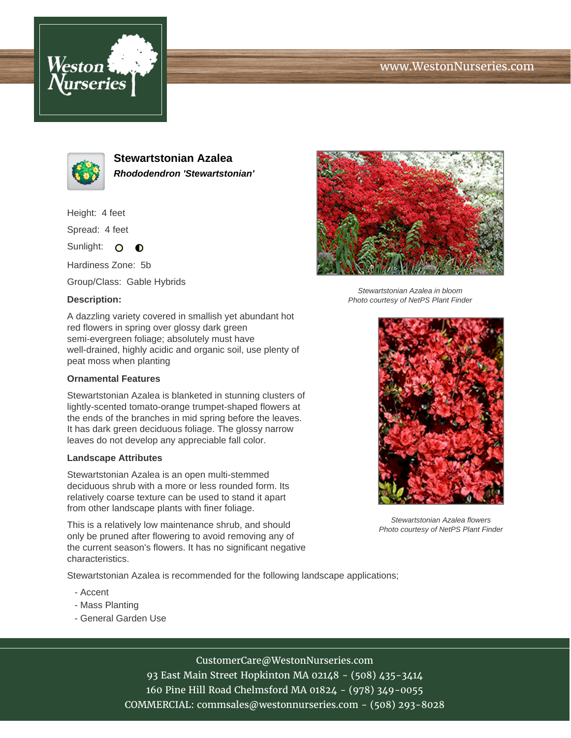# Stewartstonian Azalea

***Rhododendron 'Stewartstonian'***

Height: 4 feet

Spread: 4 feet

Sunlight: ○ ◐

Hardiness Zone: 5b

Group/Class: Gable Hybrids

### Description:

A dazzling variety covered in smallish yet abundant hot red flowers in spring over glossy dark green semi-evergreen foliage; absolutely must have well-drained, highly acidic and organic soil, use plenty of peat moss when planting

### Ornamental Features

Stewartstonian Azalea is blanketed in stunning clusters of lightly-scented tomato-orange trumpet-shaped flowers at the ends of the branches in mid spring before the leaves. It has dark green deciduous foliage. The glossy narrow leaves do not develop any appreciable fall color.

### Landscape Attributes

Stewartstonian Azalea is an open multi-stemmed deciduous shrub with a more or less rounded form. Its relatively coarse texture can be used to stand it apart from other landscape plants with finer foliage.

This is a relatively low maintenance shrub, and should only be pruned after flowering to avoid removing any of the current season's flowers. It has no significant negative characteristics.

Stewartstonian Azalea is recommended for the following landscape applications;

- Accent
- Mass Planting
- General Garden Use

*Stewartstonian Azalea in bloom*
*Photo courtesy of NetPS Plant Finder*

*Stewartstonian Azalea flowers*
*Photo courtesy of NetPS Plant Finder*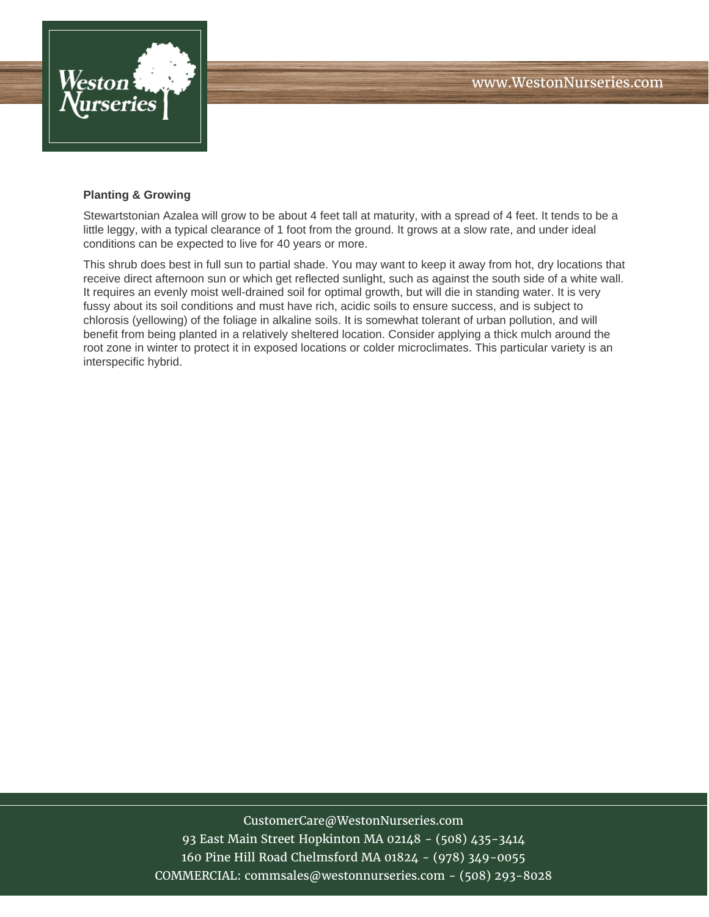**Planting & Growing**

Stewartstonian Azalea will grow to be about 4 feet tall at maturity, with a spread of 4 feet. It tends to be a little leggy, with a typical clearance of 1 foot from the ground. It grows at a slow rate, and under ideal conditions can be expected to live for 40 years or more.

This shrub does best in full sun to partial shade. You may want to keep it away from hot, dry locations that receive direct afternoon sun or which get reflected sunlight, such as against the south side of a white wall. It requires an evenly moist well-drained soil for optimal growth, but will die in standing water. It is very fussy about its soil conditions and must have rich, acidic soils to ensure success, and is subject to chlorosis (yellowing) of the foliage in alkaline soils. It is somewhat tolerant of urban pollution, and will benefit from being planted in a relatively sheltered location. Consider applying a thick mulch around the root zone in winter to protect it in exposed locations or colder microclimates. This particular variety is an interspecific hybrid.